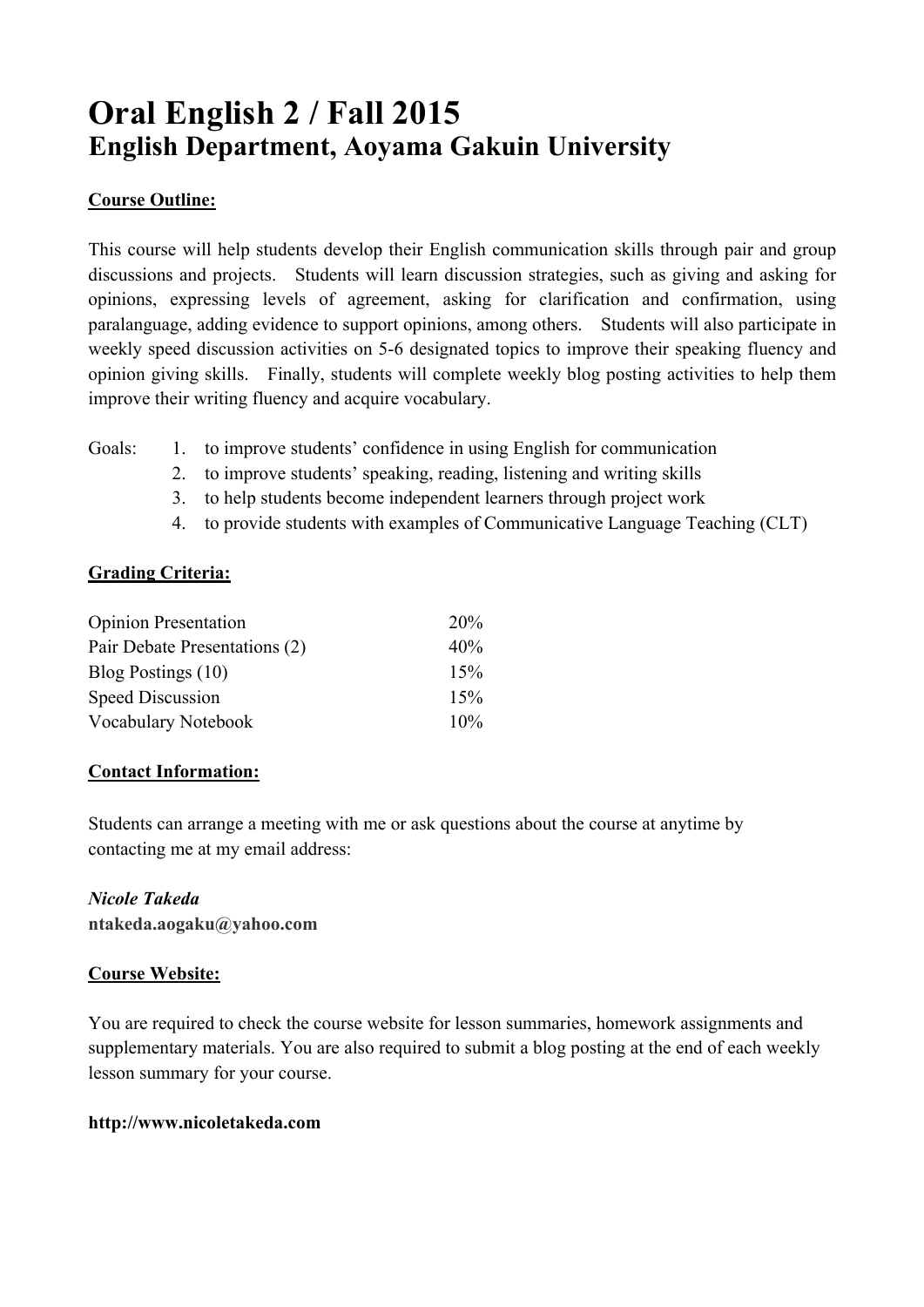# Oral English 2 / Fall 2015
## English Department, Aoyama Gakuin University

**Course Outline:**

This course will help students develop their English communication skills through pair and group discussions and projects. Students will learn discussion strategies, such as giving and asking for opinions, expressing levels of agreement, asking for clarification and confirmation, using paralanguage, adding evidence to support opinions, among others. Students will also participate in weekly speed discussion activities on 5-6 designated topics to improve their speaking fluency and opinion giving skills. Finally, students will complete weekly blog posting activities to help them improve their writing fluency and acquire vocabulary.

Goals:
1. to improve students' confidence in using English for communication
2. to improve students' speaking, reading, listening and writing skills
3. to help students become independent learners through project work
4. to provide students with examples of Communicative Language Teaching (CLT)

**Grading Criteria:**

| | |
|---|---|
| Opinion Presentation | 20% |
| Pair Debate Presentations (2) | 40% |
| Blog Postings (10) | 15% |
| Speed Discussion | 15% |
| Vocabulary Notebook | 10% |

**Contact Information:**

Students can arrange a meeting with me or ask questions about the course at anytime by contacting me at my email address:

***Nicole Takeda***
**ntakeda.aogaku@yahoo.com**

**Course Website:**

You are required to check the course website for lesson summaries, homework assignments and supplementary materials. You are also required to submit a blog posting at the end of each weekly lesson summary for your course.

**http://www.nicoletakeda.com**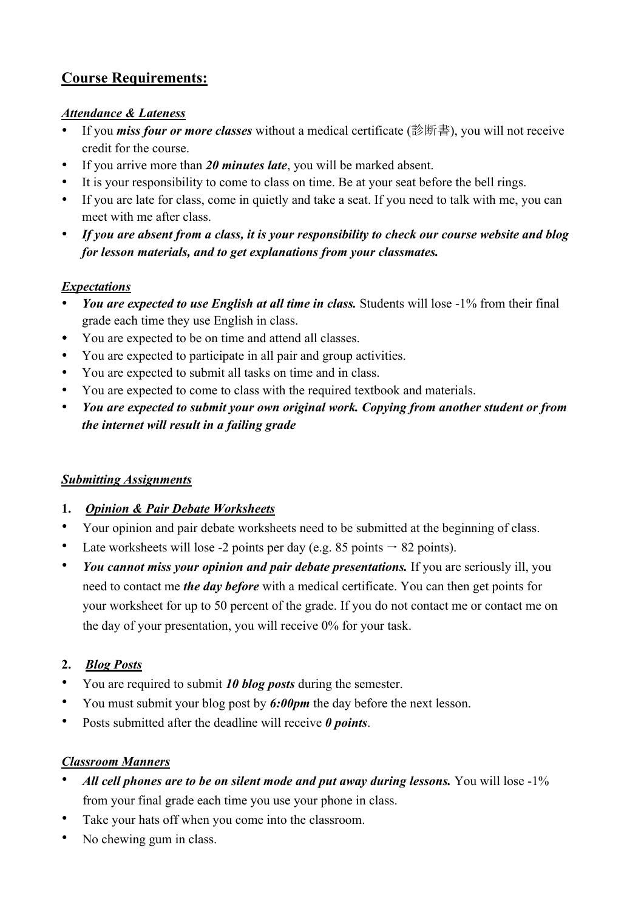## Course Requirements:

### ***Attendance & Lateness***

- If you ***miss four or more classes*** without a medical certificate (診断書), you will not receive credit for the course.
- If you arrive more than ***20 minutes late***, you will be marked absent.
- It is your responsibility to come to class on time. Be at your seat before the bell rings.
- If you are late for class, come in quietly and take a seat. If you need to talk with me, you can meet with me after class.
- ***If you are absent from a class, it is your responsibility to check our course website and blog for lesson materials, and to get explanations from your classmates.***

### ***Expectations***

- ***You are expected to use English at all time in class.*** Students will lose -1% from their final grade each time they use English in class.
- You are expected to be on time and attend all classes.
- You are expected to participate in all pair and group activities.
- You are expected to submit all tasks on time and in class.
- You are expected to come to class with the required textbook and materials.
- ***You are expected to submit your own original work. Copying from another student or from the internet will result in a failing grade***

### ***Submitting Assignments***

**1. *Opinion & Pair Debate Worksheets***

- Your opinion and pair debate worksheets need to be submitted at the beginning of class.
- Late worksheets will lose -2 points per day (e.g. 85 points → 82 points).
- ***You cannot miss your opinion and pair debate presentations.*** If you are seriously ill, you need to contact me ***the day before*** with a medical certificate. You can then get points for your worksheet for up to 50 percent of the grade. If you do not contact me or contact me on the day of your presentation, you will receive 0% for your task.

**2. *Blog Posts***

- You are required to submit ***10 blog posts*** during the semester.
- You must submit your blog post by ***6:00pm*** the day before the next lesson.
- Posts submitted after the deadline will receive ***0 points***.

### ***Classroom Manners***

- ***All cell phones are to be on silent mode and put away during lessons.*** You will lose -1% from your final grade each time you use your phone in class.
- Take your hats off when you come into the classroom.
- No chewing gum in class.